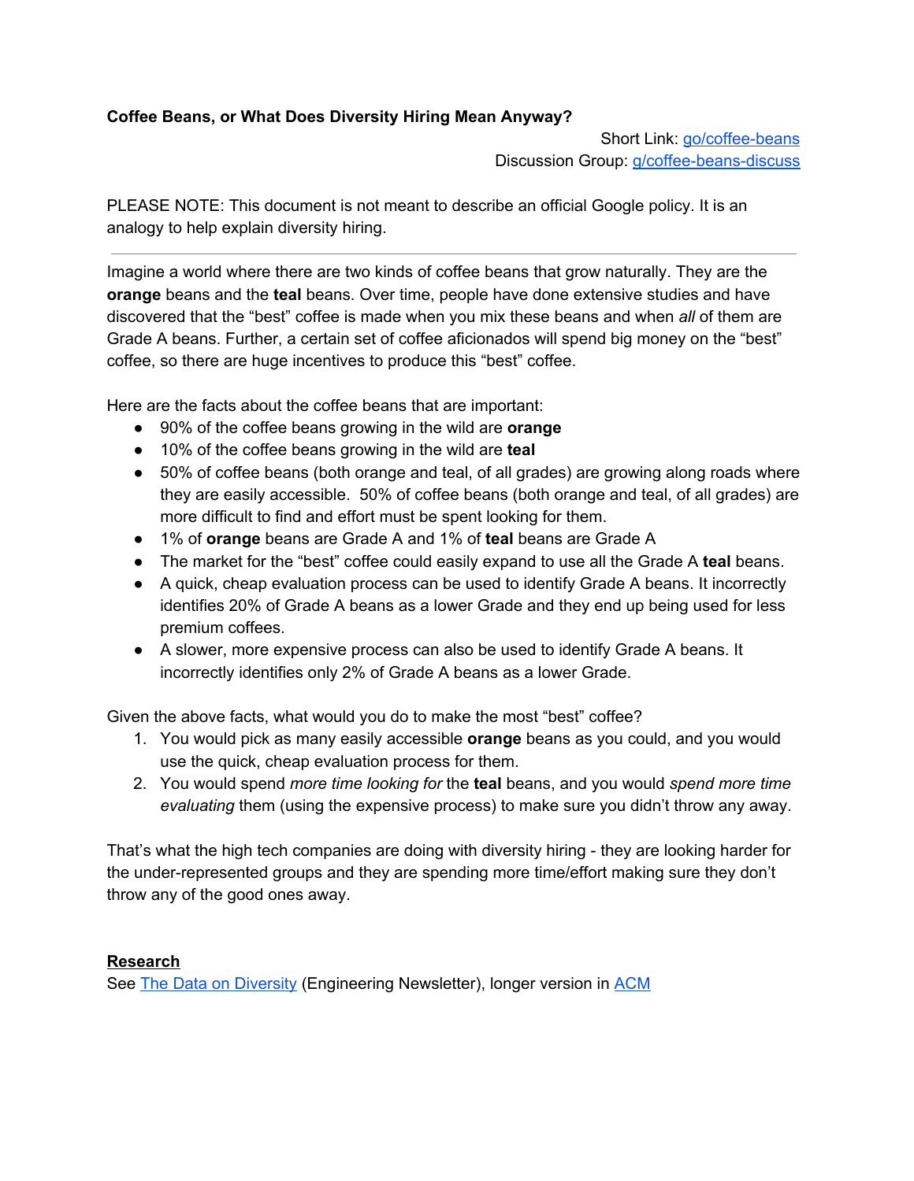**Coffee Beans, or What Does Diversity Hiring Mean Anyway?**

Short Link: [go/coffee-beans](go/coffee-beans)
Discussion Group: [g/coffee-beans-discuss](g/coffee-beans-discuss)

PLEASE NOTE: This document is not meant to describe an official Google policy. It is an analogy to help explain diversity hiring.

---

Imagine a world where there are two kinds of coffee beans that grow naturally. They are the **orange** beans and the **teal** beans. Over time, people have done extensive studies and have discovered that the "best" coffee is made when you mix these beans and when *all* of them are Grade A beans. Further, a certain set of coffee aficionados will spend big money on the "best" coffee, so there are huge incentives to produce this "best" coffee.

Here are the facts about the coffee beans that are important:

- 90% of the coffee beans growing in the wild are **orange**
- 10% of the coffee beans growing in the wild are **teal**
- 50% of coffee beans (both orange and teal, of all grades) are growing along roads where they are easily accessible. 50% of coffee beans (both orange and teal, of all grades) are more difficult to find and effort must be spent looking for them.
- 1% of **orange** beans are Grade A and 1% of **teal** beans are Grade A
- The market for the "best" coffee could easily expand to use all the Grade A **teal** beans.
- A quick, cheap evaluation process can be used to identify Grade A beans. It incorrectly identifies 20% of Grade A beans as a lower Grade and they end up being used for less premium coffees.
- A slower, more expensive process can also be used to identify Grade A beans. It incorrectly identifies only 2% of Grade A beans as a lower Grade.

Given the above facts, what would you do to make the most "best" coffee?

1. You would pick as many easily accessible **orange** beans as you could, and you would use the quick, cheap evaluation process for them.
2. You would spend *more time looking for* the **teal** beans, and you would *spend more time evaluating* them (using the expensive process) to make sure you didn't throw any away.

That's what the high tech companies are doing with diversity hiring - they are looking harder for the under-represented groups and they are spending more time/effort making sure they don't throw any of the good ones away.

**Research**

See [The Data on Diversity](The Data on Diversity) (Engineering Newsletter), longer version in [ACM](ACM)